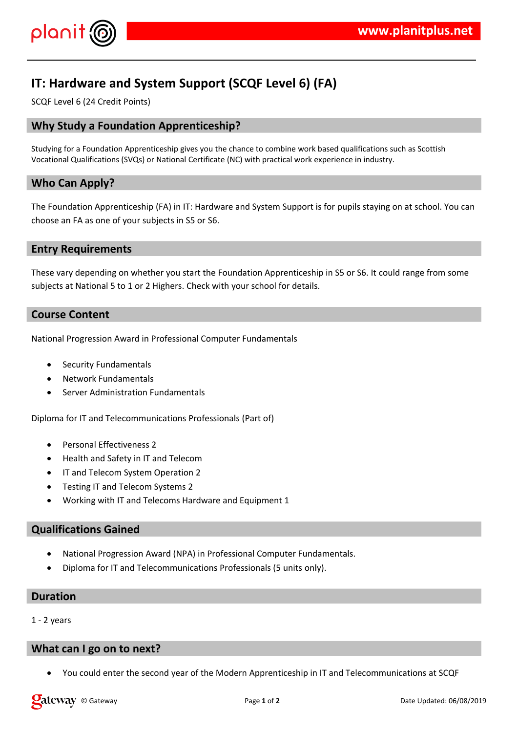# IT: Hardware and System Support (SCQF Level 6) (FA)

SCQF Level 6 (24 Credit Points)

## Why Study a Foundation Apprenticeship?

Studying for a Foundation Apprenticeship gives you the chance to combine work based qualifications such as Scottish Vocational Qualifications (SVQs) or National Certificate (NC) with practical work experience in industry.

## Who Can Apply?

The Foundation Apprenticeship (FA) in IT: Hardware and System Support is for pupils staying on at school. You can choose an FA as one of your subjects in S5 or S6.

## Entry Requirements

These vary depending on whether you start the Foundation Apprenticeship in S5 or S6. It could range from some subjects at National 5 to 1 or 2 Highers. Check with your school for details.

## Course Content

National Progression Award in Professional Computer Fundamentals

- Security Fundamentals
- Network Fundamentals
- Server Administration Fundamentals

Diploma for IT and Telecommunications Professionals (Part of)

- Personal Effectiveness 2
- Health and Safety in IT and Telecom
- IT and Telecom System Operation 2
- Testing IT and Telecom Systems 2
- Working with IT and Telecoms Hardware and Equipment 1

## Qualifications Gained

- National Progression Award (NPA) in Professional Computer Fundamentals.
- Diploma for IT and Telecommunications Professionals (5 units only).

## Duration

1 - 2 years

## What can I go on to next?

- You could enter the second year of the Modern Apprenticeship in IT and Telecommunications at SCQF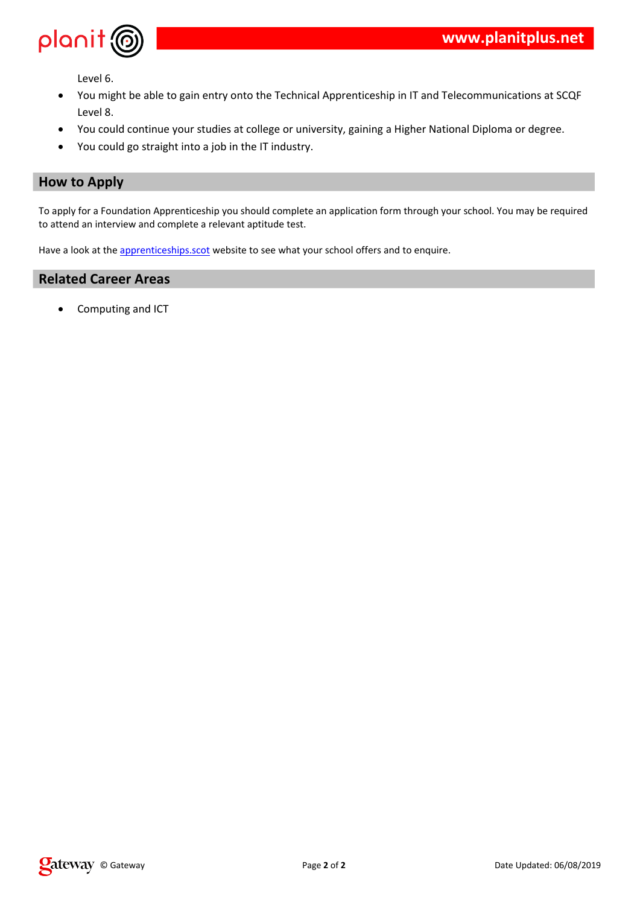Level 6.

- You might be able to gain entry onto the Technical Apprenticeship in IT and Telecommunications at SCQF Level 8.
- You could continue your studies at college or university, gaining a Higher National Diploma or degree.
- You could go straight into a job in the IT industry.

## How to Apply

To apply for a Foundation Apprenticeship you should complete an application form through your school. You may be required to attend an interview and complete a relevant aptitude test.

Have a look at the apprenticeships.scot website to see what your school offers and to enquire.

## Related Career Areas

- Computing and ICT